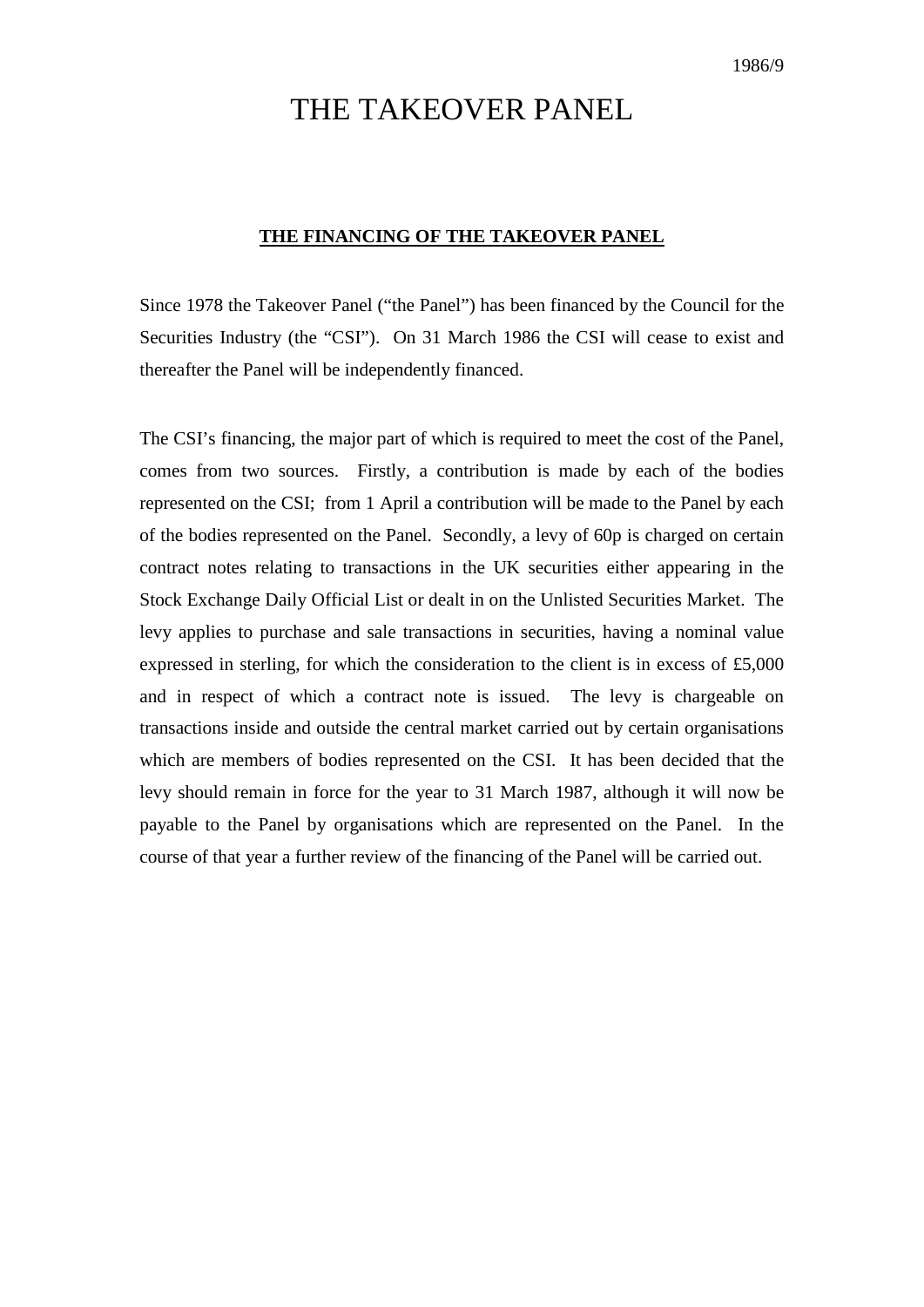1986/9

# THE TAKEOVER PANEL

## THE FINANCING OF THE TAKEOVER PANEL

Since 1978 the Takeover Panel ("the Panel") has been financed by the Council for the Securities Industry (the "CSI"). On 31 March 1986 the CSI will cease to exist and thereafter the Panel will be independently financed.

The CSI's financing, the major part of which is required to meet the cost of the Panel, comes from two sources. Firstly, a contribution is made by each of the bodies represented on the CSI; from 1 April a contribution will be made to the Panel by each of the bodies represented on the Panel. Secondly, a levy of 60p is charged on certain contract notes relating to transactions in the UK securities either appearing in the Stock Exchange Daily Official List or dealt in on the Unlisted Securities Market. The levy applies to purchase and sale transactions in securities, having a nominal value expressed in sterling, for which the consideration to the client is in excess of £5,000 and in respect of which a contract note is issued. The levy is chargeable on transactions inside and outside the central market carried out by certain organisations which are members of bodies represented on the CSI. It has been decided that the levy should remain in force for the year to 31 March 1987, although it will now be payable to the Panel by organisations which are represented on the Panel. In the course of that year a further review of the financing of the Panel will be carried out.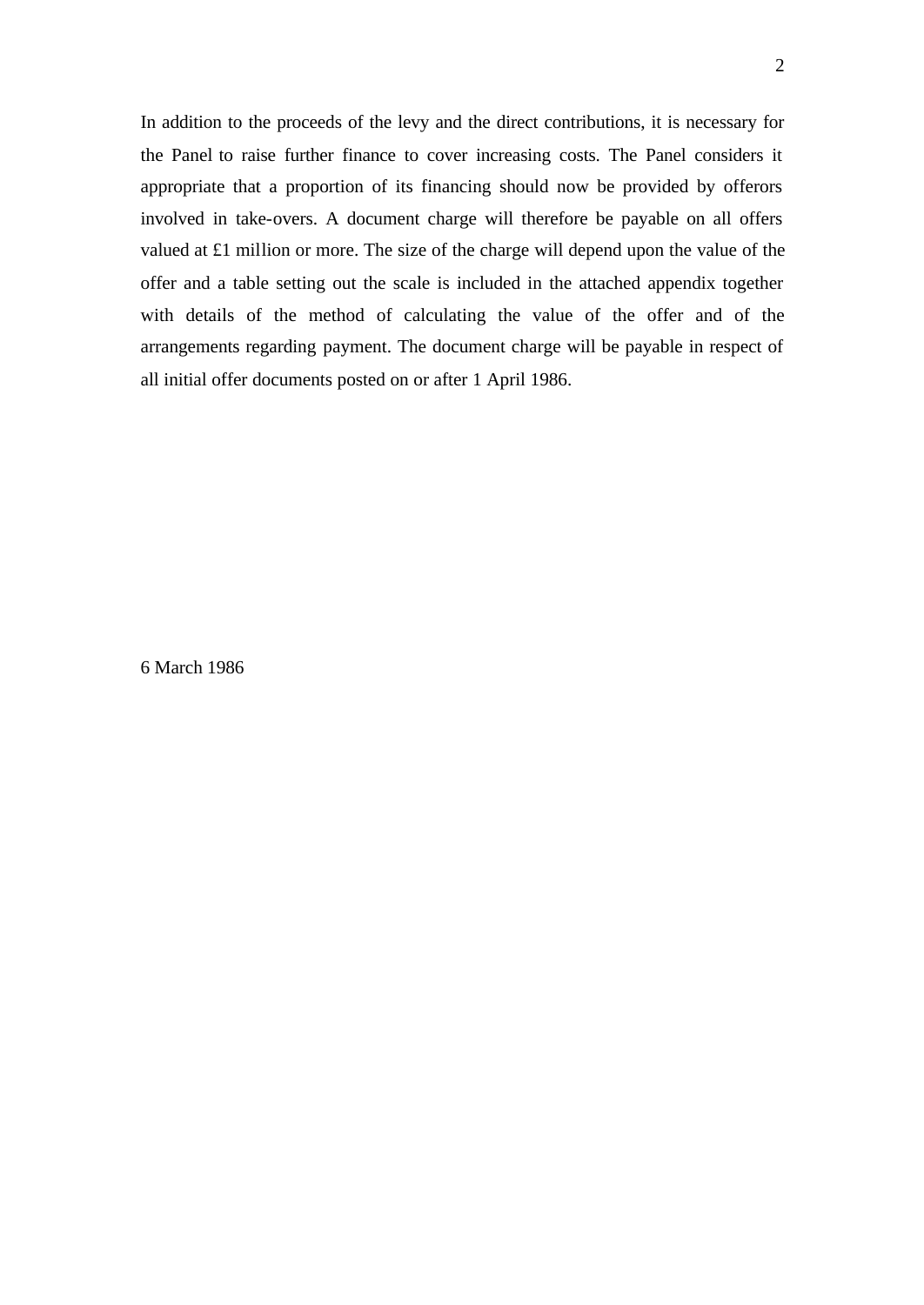In addition to the proceeds of the levy and the direct contributions, it is necessary for the Panel to raise further finance to cover increasing costs. The Panel considers it appropriate that a proportion of its financing should now be provided by offerors involved in take-overs. A document charge will therefore be payable on all offers valued at £1 million or more. The size of the charge will depend upon the value of the offer and a table setting out the scale is included in the attached appendix together with details of the method of calculating the value of the offer and of the arrangements regarding payment. The document charge will be payable in respect of all initial offer documents posted on or after 1 April 1986.

6 March 1986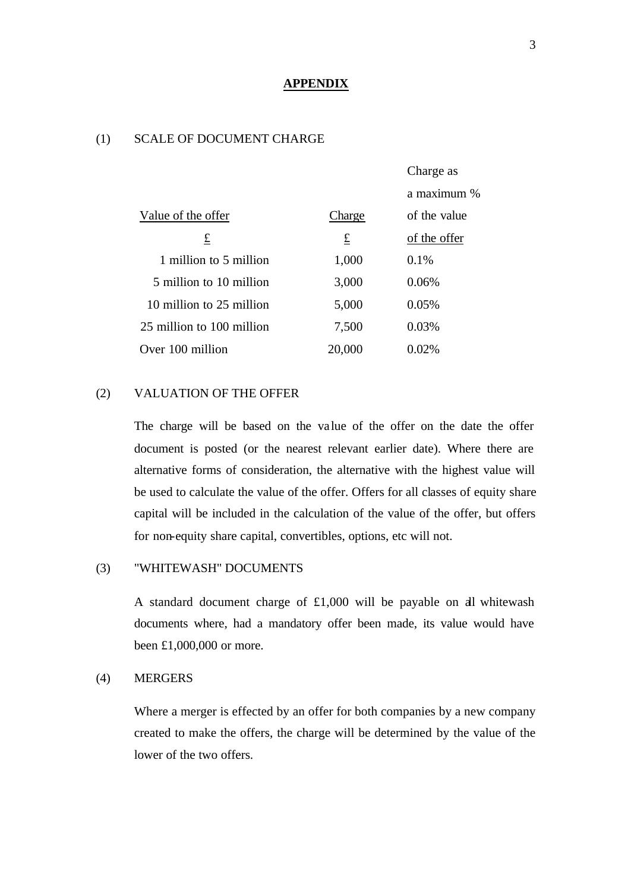## APPENDIX

(1) SCALE OF DOCUMENT CHARGE

| Value of the offer £ | Charge £ | Charge as a maximum % of the value of the offer |
|---|---|---|
| 1 million to 5 million | 1,000 | 0.1% |
| 5 million to 10 million | 3,000 | 0.06% |
| 10 million to 25 million | 5,000 | 0.05% |
| 25 million to 100 million | 7,500 | 0.03% |
| Over 100 million | 20,000 | 0.02% |

(2) VALUATION OF THE OFFER

The charge will be based on the value of the offer on the date the offer document is posted (or the nearest relevant earlier date). Where there are alternative forms of consideration, the alternative with the highest value will be used to calculate the value of the offer. Offers for all classes of equity share capital will be included in the calculation of the value of the offer, but offers for non-equity share capital, convertibles, options, etc will not.

(3) "WHITEWASH" DOCUMENTS

A standard document charge of £1,000 will be payable on all whitewash documents where, had a mandatory offer been made, its value would have been £1,000,000 or more.

(4) MERGERS

Where a merger is effected by an offer for both companies by a new company created to make the offers, the charge will be determined by the value of the lower of the two offers.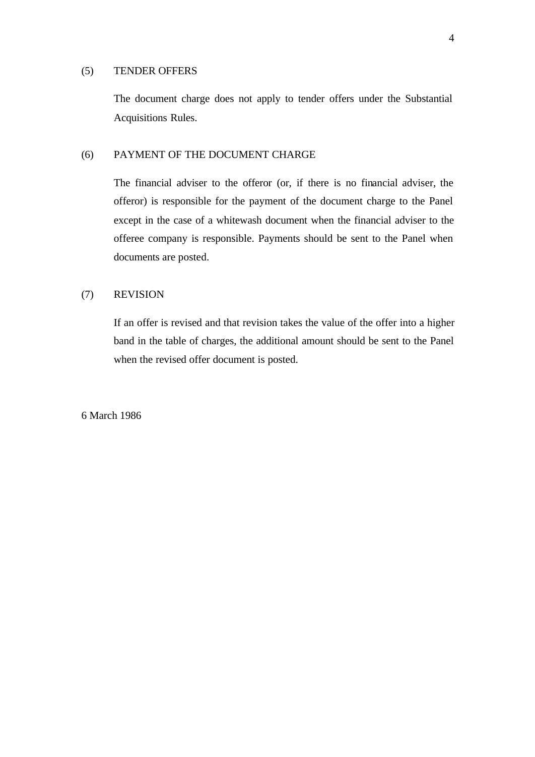(5) TENDER OFFERS

The document charge does not apply to tender offers under the Substantial Acquisitions Rules.

(6) PAYMENT OF THE DOCUMENT CHARGE

The financial adviser to the offeror (or, if there is no financial adviser, the offeror) is responsible for the payment of the document charge to the Panel except in the case of a whitewash document when the financial adviser to the offeree company is responsible. Payments should be sent to the Panel when documents are posted.

(7) REVISION

If an offer is revised and that revision takes the value of the offer into a higher band in the table of charges, the additional amount should be sent to the Panel when the revised offer document is posted.

6 March 1986